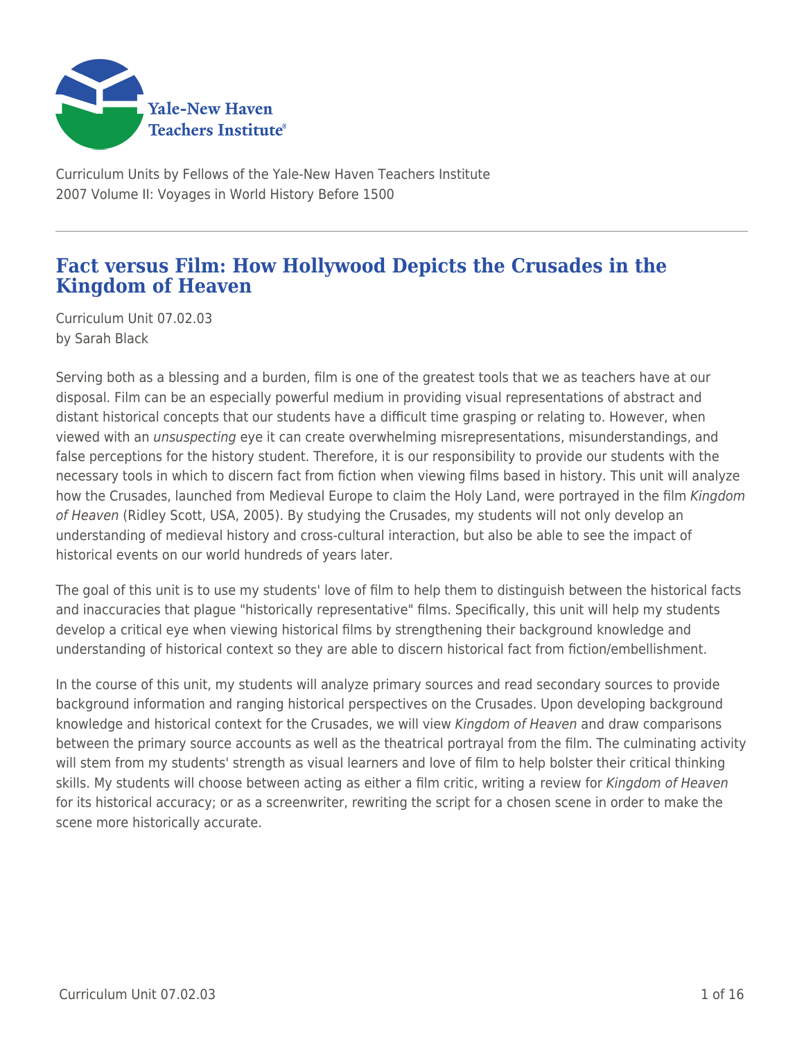Curriculum Units by Fellows of the Yale-New Haven Teachers Institute
2007 Volume II: Voyages in World History Before 1500

# Fact versus Film: How Hollywood Depicts the Crusades in the Kingdom of Heaven

Curriculum Unit 07.02.03
by Sarah Black

Serving both as a blessing and a burden, film is one of the greatest tools that we as teachers have at our disposal. Film can be an especially powerful medium in providing visual representations of abstract and distant historical concepts that our students have a difficult time grasping or relating to. However, when viewed with an *unsuspecting* eye it can create overwhelming misrepresentations, misunderstandings, and false perceptions for the history student. Therefore, it is our responsibility to provide our students with the necessary tools in which to discern fact from fiction when viewing films based in history. This unit will analyze how the Crusades, launched from Medieval Europe to claim the Holy Land, were portrayed in the film *Kingdom of Heaven* (Ridley Scott, USA, 2005). By studying the Crusades, my students will not only develop an understanding of medieval history and cross-cultural interaction, but also be able to see the impact of historical events on our world hundreds of years later.

The goal of this unit is to use my students' love of film to help them to distinguish between the historical facts and inaccuracies that plague "historically representative" films. Specifically, this unit will help my students develop a critical eye when viewing historical films by strengthening their background knowledge and understanding of historical context so they are able to discern historical fact from fiction/embellishment.

In the course of this unit, my students will analyze primary sources and read secondary sources to provide background information and ranging historical perspectives on the Crusades. Upon developing background knowledge and historical context for the Crusades, we will view *Kingdom of Heaven* and draw comparisons between the primary source accounts as well as the theatrical portrayal from the film. The culminating activity will stem from my students' strength as visual learners and love of film to help bolster their critical thinking skills. My students will choose between acting as either a film critic, writing a review for *Kingdom of Heaven* for its historical accuracy; or as a screenwriter, rewriting the script for a chosen scene in order to make the scene more historically accurate.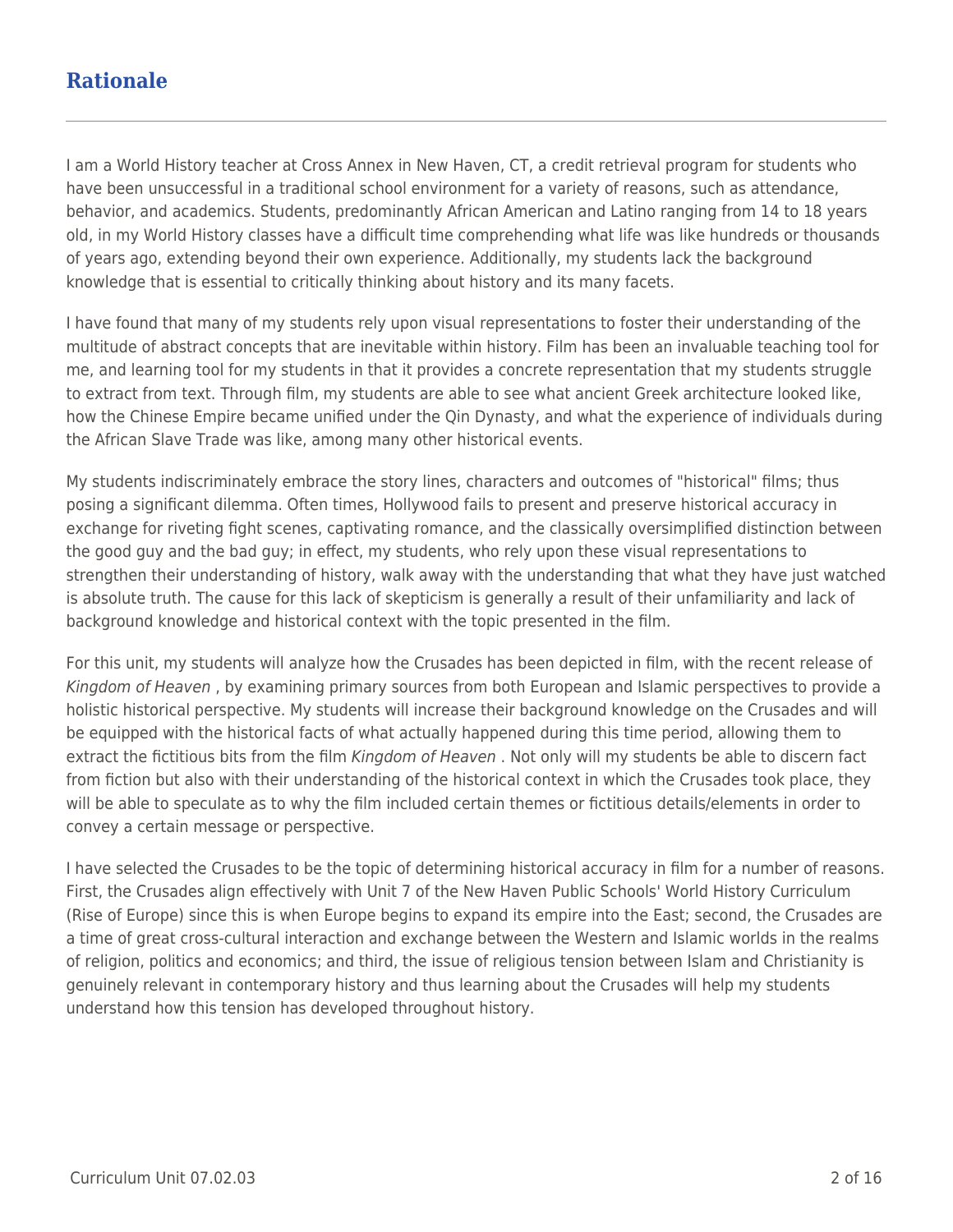## Rationale

I am a World History teacher at Cross Annex in New Haven, CT, a credit retrieval program for students who have been unsuccessful in a traditional school environment for a variety of reasons, such as attendance, behavior, and academics. Students, predominantly African American and Latino ranging from 14 to 18 years old, in my World History classes have a difficult time comprehending what life was like hundreds or thousands of years ago, extending beyond their own experience. Additionally, my students lack the background knowledge that is essential to critically thinking about history and its many facets.

I have found that many of my students rely upon visual representations to foster their understanding of the multitude of abstract concepts that are inevitable within history. Film has been an invaluable teaching tool for me, and learning tool for my students in that it provides a concrete representation that my students struggle to extract from text. Through film, my students are able to see what ancient Greek architecture looked like, how the Chinese Empire became unified under the Qin Dynasty, and what the experience of individuals during the African Slave Trade was like, among many other historical events.

My students indiscriminately embrace the story lines, characters and outcomes of "historical" films; thus posing a significant dilemma. Often times, Hollywood fails to present and preserve historical accuracy in exchange for riveting fight scenes, captivating romance, and the classically oversimplified distinction between the good guy and the bad guy; in effect, my students, who rely upon these visual representations to strengthen their understanding of history, walk away with the understanding that what they have just watched is absolute truth. The cause for this lack of skepticism is generally a result of their unfamiliarity and lack of background knowledge and historical context with the topic presented in the film.

For this unit, my students will analyze how the Crusades has been depicted in film, with the recent release of *Kingdom of Heaven* , by examining primary sources from both European and Islamic perspectives to provide a holistic historical perspective. My students will increase their background knowledge on the Crusades and will be equipped with the historical facts of what actually happened during this time period, allowing them to extract the fictitious bits from the film *Kingdom of Heaven* . Not only will my students be able to discern fact from fiction but also with their understanding of the historical context in which the Crusades took place, they will be able to speculate as to why the film included certain themes or fictitious details/elements in order to convey a certain message or perspective.

I have selected the Crusades to be the topic of determining historical accuracy in film for a number of reasons. First, the Crusades align effectively with Unit 7 of the New Haven Public Schools' World History Curriculum (Rise of Europe) since this is when Europe begins to expand its empire into the East; second, the Crusades are a time of great cross-cultural interaction and exchange between the Western and Islamic worlds in the realms of religion, politics and economics; and third, the issue of religious tension between Islam and Christianity is genuinely relevant in contemporary history and thus learning about the Crusades will help my students understand how this tension has developed throughout history.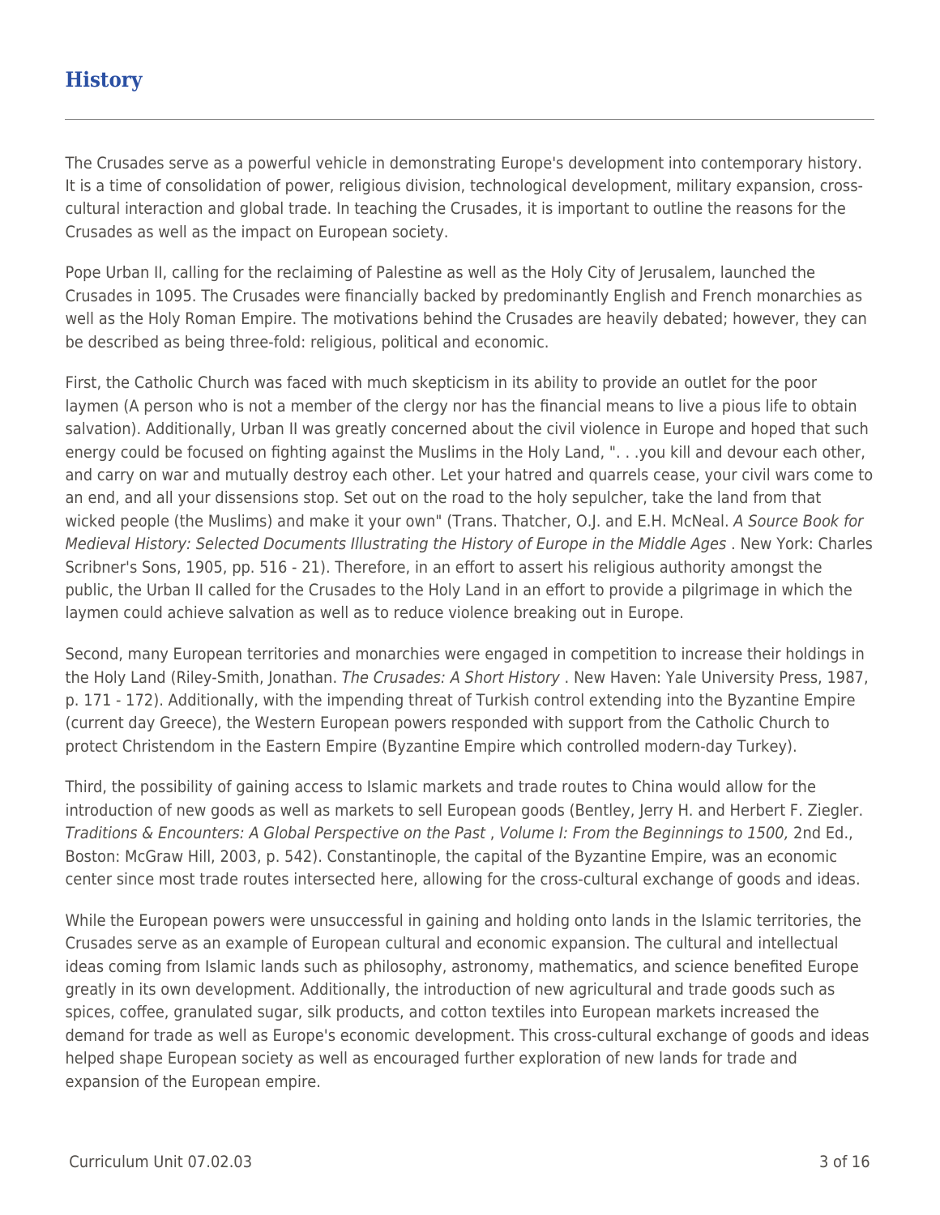## History

The Crusades serve as a powerful vehicle in demonstrating Europe's development into contemporary history. It is a time of consolidation of power, religious division, technological development, military expansion, cross-cultural interaction and global trade. In teaching the Crusades, it is important to outline the reasons for the Crusades as well as the impact on European society.

Pope Urban II, calling for the reclaiming of Palestine as well as the Holy City of Jerusalem, launched the Crusades in 1095. The Crusades were financially backed by predominantly English and French monarchies as well as the Holy Roman Empire. The motivations behind the Crusades are heavily debated; however, they can be described as being three-fold: religious, political and economic.

First, the Catholic Church was faced with much skepticism in its ability to provide an outlet for the poor laymen (A person who is not a member of the clergy nor has the financial means to live a pious life to obtain salvation). Additionally, Urban II was greatly concerned about the civil violence in Europe and hoped that such energy could be focused on fighting against the Muslims in the Holy Land, ". . .you kill and devour each other, and carry on war and mutually destroy each other. Let your hatred and quarrels cease, your civil wars come to an end, and all your dissensions stop. Set out on the road to the holy sepulcher, take the land from that wicked people (the Muslims) and make it your own" (Trans. Thatcher, O.J. and E.H. McNeal. *A Source Book for Medieval History: Selected Documents Illustrating the History of Europe in the Middle Ages* . New York: Charles Scribner's Sons, 1905, pp. 516 - 21). Therefore, in an effort to assert his religious authority amongst the public, the Urban II called for the Crusades to the Holy Land in an effort to provide a pilgrimage in which the laymen could achieve salvation as well as to reduce violence breaking out in Europe.

Second, many European territories and monarchies were engaged in competition to increase their holdings in the Holy Land (Riley-Smith, Jonathan. *The Crusades: A Short History* . New Haven: Yale University Press, 1987, p. 171 - 172). Additionally, with the impending threat of Turkish control extending into the Byzantine Empire (current day Greece), the Western European powers responded with support from the Catholic Church to protect Christendom in the Eastern Empire (Byzantine Empire which controlled modern-day Turkey).

Third, the possibility of gaining access to Islamic markets and trade routes to China would allow for the introduction of new goods as well as markets to sell European goods (Bentley, Jerry H. and Herbert F. Ziegler. *Traditions & Encounters: A Global Perspective on the Past* , *Volume I: From the Beginnings to 1500,* 2nd Ed., Boston: McGraw Hill, 2003, p. 542). Constantinople, the capital of the Byzantine Empire, was an economic center since most trade routes intersected here, allowing for the cross-cultural exchange of goods and ideas.

While the European powers were unsuccessful in gaining and holding onto lands in the Islamic territories, the Crusades serve as an example of European cultural and economic expansion. The cultural and intellectual ideas coming from Islamic lands such as philosophy, astronomy, mathematics, and science benefited Europe greatly in its own development. Additionally, the introduction of new agricultural and trade goods such as spices, coffee, granulated sugar, silk products, and cotton textiles into European markets increased the demand for trade as well as Europe's economic development. This cross-cultural exchange of goods and ideas helped shape European society as well as encouraged further exploration of new lands for trade and expansion of the European empire.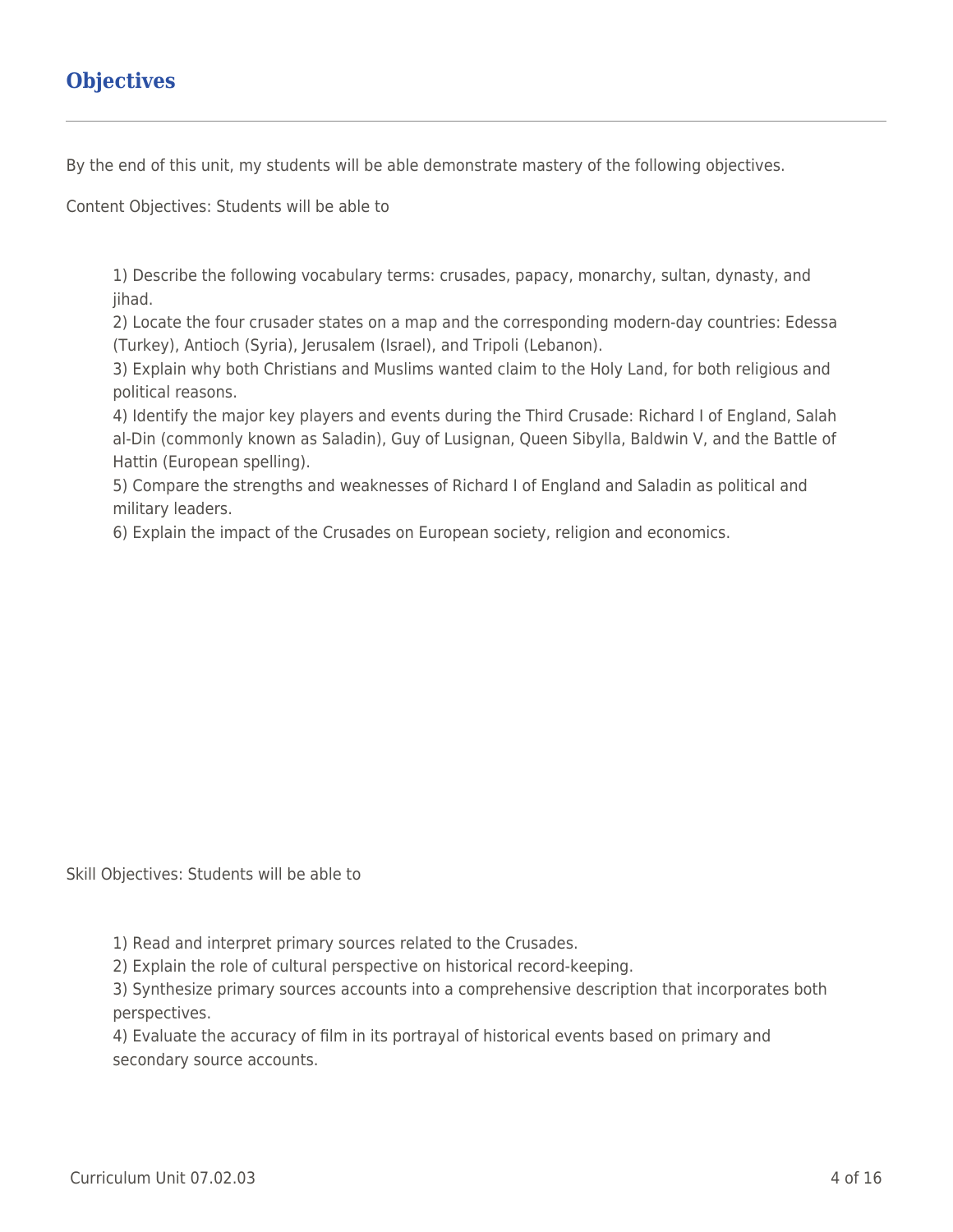## Objectives

By the end of this unit, my students will be able demonstrate mastery of the following objectives.

Content Objectives: Students will be able to

1) Describe the following vocabulary terms: crusades, papacy, monarchy, sultan, dynasty, and jihad.
2) Locate the four crusader states on a map and the corresponding modern-day countries: Edessa (Turkey), Antioch (Syria), Jerusalem (Israel), and Tripoli (Lebanon).
3) Explain why both Christians and Muslims wanted claim to the Holy Land, for both religious and political reasons.
4) Identify the major key players and events during the Third Crusade: Richard I of England, Salah al-Din (commonly known as Saladin), Guy of Lusignan, Queen Sibylla, Baldwin V, and the Battle of Hattin (European spelling).
5) Compare the strengths and weaknesses of Richard I of England and Saladin as political and military leaders.
6) Explain the impact of the Crusades on European society, religion and economics.

Skill Objectives: Students will be able to

1) Read and interpret primary sources related to the Crusades.
2) Explain the role of cultural perspective on historical record-keeping.
3) Synthesize primary sources accounts into a comprehensive description that incorporates both perspectives.
4) Evaluate the accuracy of film in its portrayal of historical events based on primary and secondary source accounts.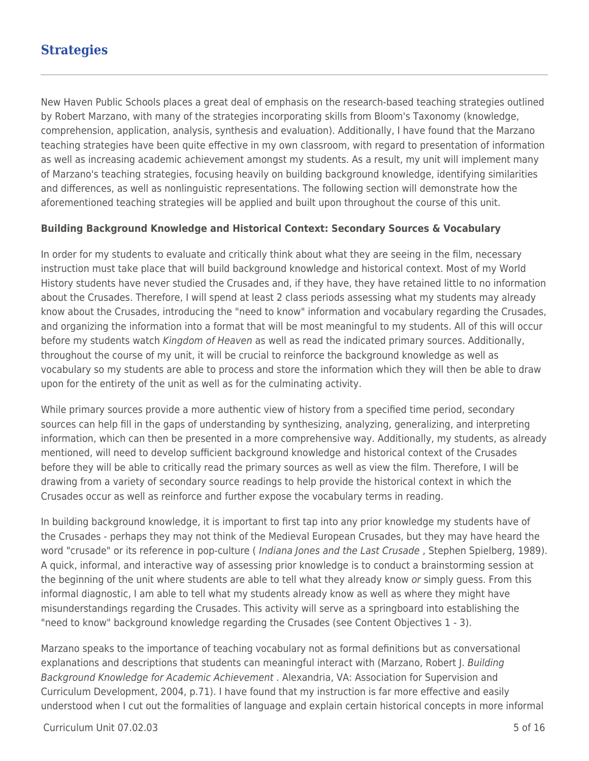## Strategies

New Haven Public Schools places a great deal of emphasis on the research-based teaching strategies outlined by Robert Marzano, with many of the strategies incorporating skills from Bloom's Taxonomy (knowledge, comprehension, application, analysis, synthesis and evaluation). Additionally, I have found that the Marzano teaching strategies have been quite effective in my own classroom, with regard to presentation of information as well as increasing academic achievement amongst my students. As a result, my unit will implement many of Marzano's teaching strategies, focusing heavily on building background knowledge, identifying similarities and differences, as well as nonlinguistic representations. The following section will demonstrate how the aforementioned teaching strategies will be applied and built upon throughout the course of this unit.

**Building Background Knowledge and Historical Context: Secondary Sources & Vocabulary**

In order for my students to evaluate and critically think about what they are seeing in the film, necessary instruction must take place that will build background knowledge and historical context. Most of my World History students have never studied the Crusades and, if they have, they have retained little to no information about the Crusades. Therefore, I will spend at least 2 class periods assessing what my students may already know about the Crusades, introducing the "need to know" information and vocabulary regarding the Crusades, and organizing the information into a format that will be most meaningful to my students. All of this will occur before my students watch *Kingdom of Heaven* as well as read the indicated primary sources. Additionally, throughout the course of my unit, it will be crucial to reinforce the background knowledge as well as vocabulary so my students are able to process and store the information which they will then be able to draw upon for the entirety of the unit as well as for the culminating activity.

While primary sources provide a more authentic view of history from a specified time period, secondary sources can help fill in the gaps of understanding by synthesizing, analyzing, generalizing, and interpreting information, which can then be presented in a more comprehensive way. Additionally, my students, as already mentioned, will need to develop sufficient background knowledge and historical context of the Crusades before they will be able to critically read the primary sources as well as view the film. Therefore, I will be drawing from a variety of secondary source readings to help provide the historical context in which the Crusades occur as well as reinforce and further expose the vocabulary terms in reading.

In building background knowledge, it is important to first tap into any prior knowledge my students have of the Crusades - perhaps they may not think of the Medieval European Crusades, but they may have heard the word "crusade" or its reference in pop-culture ( *Indiana Jones and the Last Crusade* , Stephen Spielberg, 1989). A quick, informal, and interactive way of assessing prior knowledge is to conduct a brainstorming session at the beginning of the unit where students are able to tell what they already know *or* simply guess. From this informal diagnostic, I am able to tell what my students already know as well as where they might have misunderstandings regarding the Crusades. This activity will serve as a springboard into establishing the "need to know" background knowledge regarding the Crusades (see Content Objectives 1 - 3).

Marzano speaks to the importance of teaching vocabulary not as formal definitions but as conversational explanations and descriptions that students can meaningful interact with (Marzano, Robert J. *Building Background Knowledge for Academic Achievement* . Alexandria, VA: Association for Supervision and Curriculum Development, 2004, p.71). I have found that my instruction is far more effective and easily understood when I cut out the formalities of language and explain certain historical concepts in more informal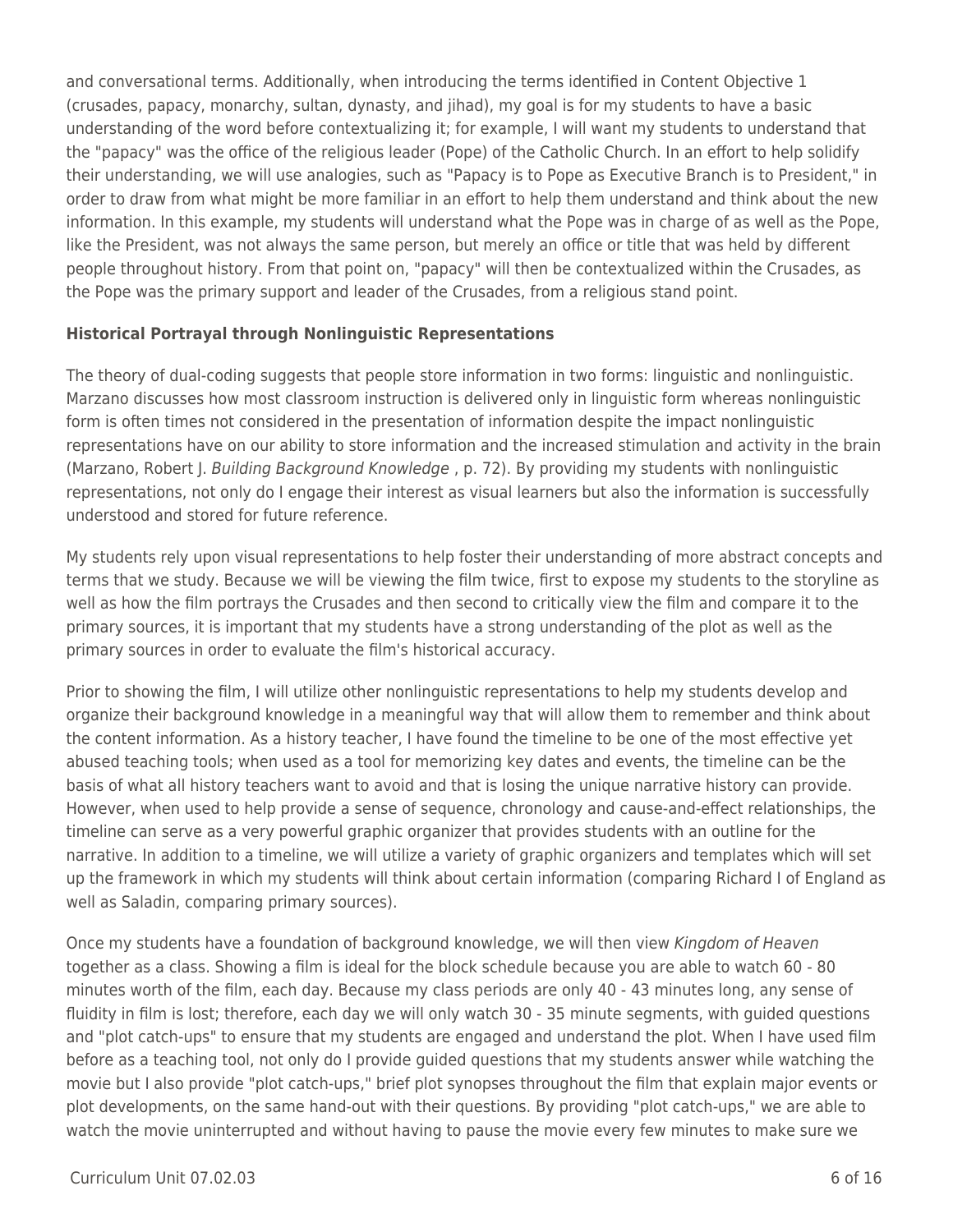and conversational terms. Additionally, when introducing the terms identified in Content Objective 1 (crusades, papacy, monarchy, sultan, dynasty, and jihad), my goal is for my students to have a basic understanding of the word before contextualizing it; for example, I will want my students to understand that the "papacy" was the office of the religious leader (Pope) of the Catholic Church. In an effort to help solidify their understanding, we will use analogies, such as "Papacy is to Pope as Executive Branch is to President," in order to draw from what might be more familiar in an effort to help them understand and think about the new information. In this example, my students will understand what the Pope was in charge of as well as the Pope, like the President, was not always the same person, but merely an office or title that was held by different people throughout history. From that point on, "papacy" will then be contextualized within the Crusades, as the Pope was the primary support and leader of the Crusades, from a religious stand point.

**Historical Portrayal through Nonlinguistic Representations**

The theory of dual-coding suggests that people store information in two forms: linguistic and nonlinguistic. Marzano discusses how most classroom instruction is delivered only in linguistic form whereas nonlinguistic form is often times not considered in the presentation of information despite the impact nonlinguistic representations have on our ability to store information and the increased stimulation and activity in the brain (Marzano, Robert J. *Building Background Knowledge* , p. 72). By providing my students with nonlinguistic representations, not only do I engage their interest as visual learners but also the information is successfully understood and stored for future reference.

My students rely upon visual representations to help foster their understanding of more abstract concepts and terms that we study. Because we will be viewing the film twice, first to expose my students to the storyline as well as how the film portrays the Crusades and then second to critically view the film and compare it to the primary sources, it is important that my students have a strong understanding of the plot as well as the primary sources in order to evaluate the film's historical accuracy.

Prior to showing the film, I will utilize other nonlinguistic representations to help my students develop and organize their background knowledge in a meaningful way that will allow them to remember and think about the content information. As a history teacher, I have found the timeline to be one of the most effective yet abused teaching tools; when used as a tool for memorizing key dates and events, the timeline can be the basis of what all history teachers want to avoid and that is losing the unique narrative history can provide. However, when used to help provide a sense of sequence, chronology and cause-and-effect relationships, the timeline can serve as a very powerful graphic organizer that provides students with an outline for the narrative. In addition to a timeline, we will utilize a variety of graphic organizers and templates which will set up the framework in which my students will think about certain information (comparing Richard I of England as well as Saladin, comparing primary sources).

Once my students have a foundation of background knowledge, we will then view *Kingdom of Heaven* together as a class. Showing a film is ideal for the block schedule because you are able to watch 60 - 80 minutes worth of the film, each day. Because my class periods are only 40 - 43 minutes long, any sense of fluidity in film is lost; therefore, each day we will only watch 30 - 35 minute segments, with guided questions and "plot catch-ups" to ensure that my students are engaged and understand the plot. When I have used film before as a teaching tool, not only do I provide guided questions that my students answer while watching the movie but I also provide "plot catch-ups," brief plot synopses throughout the film that explain major events or plot developments, on the same hand-out with their questions. By providing "plot catch-ups," we are able to watch the movie uninterrupted and without having to pause the movie every few minutes to make sure we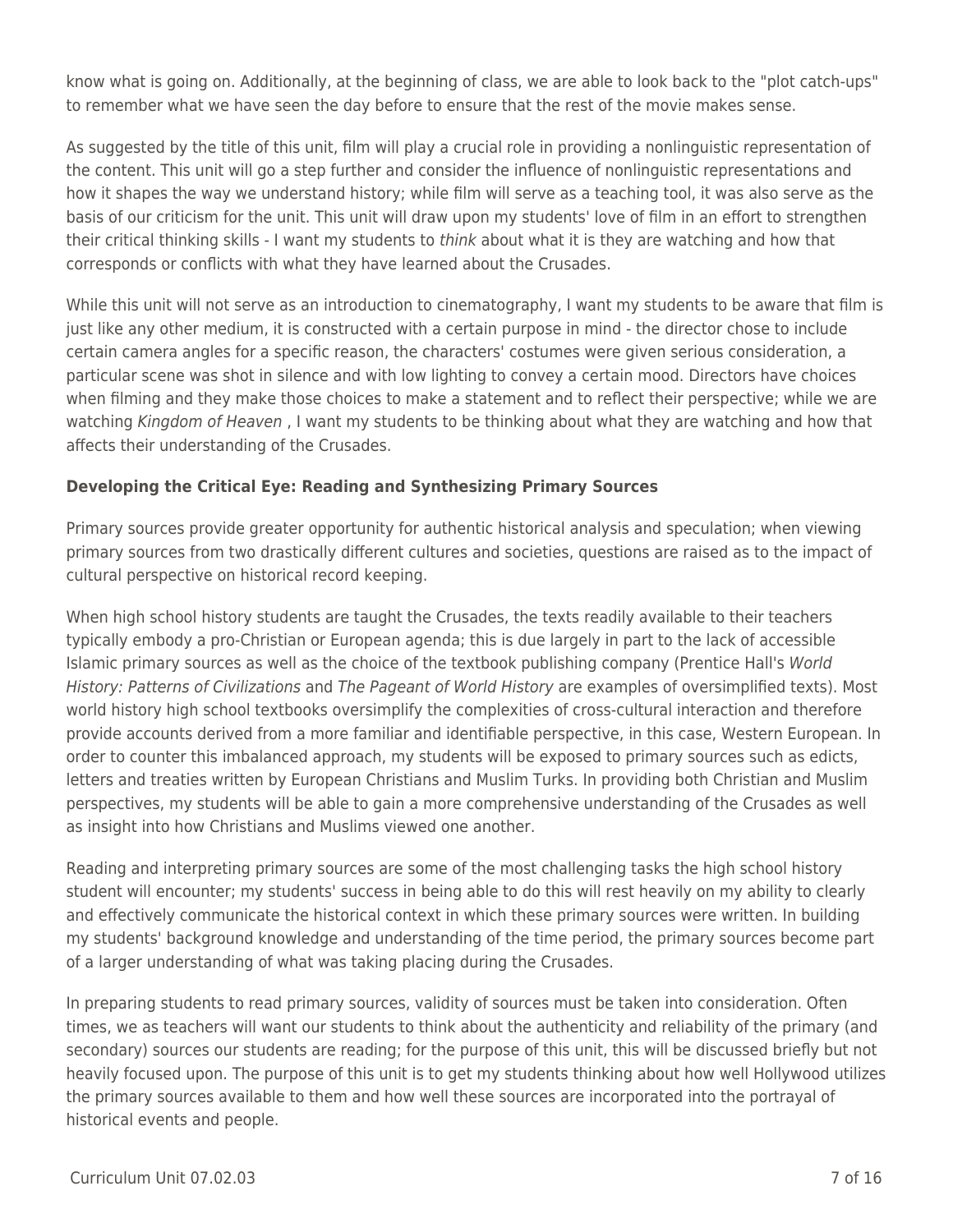know what is going on. Additionally, at the beginning of class, we are able to look back to the "plot catch-ups" to remember what we have seen the day before to ensure that the rest of the movie makes sense.

As suggested by the title of this unit, film will play a crucial role in providing a nonlinguistic representation of the content. This unit will go a step further and consider the influence of nonlinguistic representations and how it shapes the way we understand history; while film will serve as a teaching tool, it was also serve as the basis of our criticism for the unit. This unit will draw upon my students' love of film in an effort to strengthen their critical thinking skills - I want my students to *think* about what it is they are watching and how that corresponds or conflicts with what they have learned about the Crusades.

While this unit will not serve as an introduction to cinematography, I want my students to be aware that film is just like any other medium, it is constructed with a certain purpose in mind - the director chose to include certain camera angles for a specific reason, the characters' costumes were given serious consideration, a particular scene was shot in silence and with low lighting to convey a certain mood. Directors have choices when filming and they make those choices to make a statement and to reflect their perspective; while we are watching *Kingdom of Heaven* , I want my students to be thinking about what they are watching and how that affects their understanding of the Crusades.

**Developing the Critical Eye: Reading and Synthesizing Primary Sources**

Primary sources provide greater opportunity for authentic historical analysis and speculation; when viewing primary sources from two drastically different cultures and societies, questions are raised as to the impact of cultural perspective on historical record keeping.

When high school history students are taught the Crusades, the texts readily available to their teachers typically embody a pro-Christian or European agenda; this is due largely in part to the lack of accessible Islamic primary sources as well as the choice of the textbook publishing company (Prentice Hall's *World History: Patterns of Civilizations* and *The Pageant of World History* are examples of oversimplified texts). Most world history high school textbooks oversimplify the complexities of cross-cultural interaction and therefore provide accounts derived from a more familiar and identifiable perspective, in this case, Western European. In order to counter this imbalanced approach, my students will be exposed to primary sources such as edicts, letters and treaties written by European Christians and Muslim Turks. In providing both Christian and Muslim perspectives, my students will be able to gain a more comprehensive understanding of the Crusades as well as insight into how Christians and Muslims viewed one another.

Reading and interpreting primary sources are some of the most challenging tasks the high school history student will encounter; my students' success in being able to do this will rest heavily on my ability to clearly and effectively communicate the historical context in which these primary sources were written. In building my students' background knowledge and understanding of the time period, the primary sources become part of a larger understanding of what was taking placing during the Crusades.

In preparing students to read primary sources, validity of sources must be taken into consideration. Often times, we as teachers will want our students to think about the authenticity and reliability of the primary (and secondary) sources our students are reading; for the purpose of this unit, this will be discussed briefly but not heavily focused upon. The purpose of this unit is to get my students thinking about how well Hollywood utilizes the primary sources available to them and how well these sources are incorporated into the portrayal of historical events and people.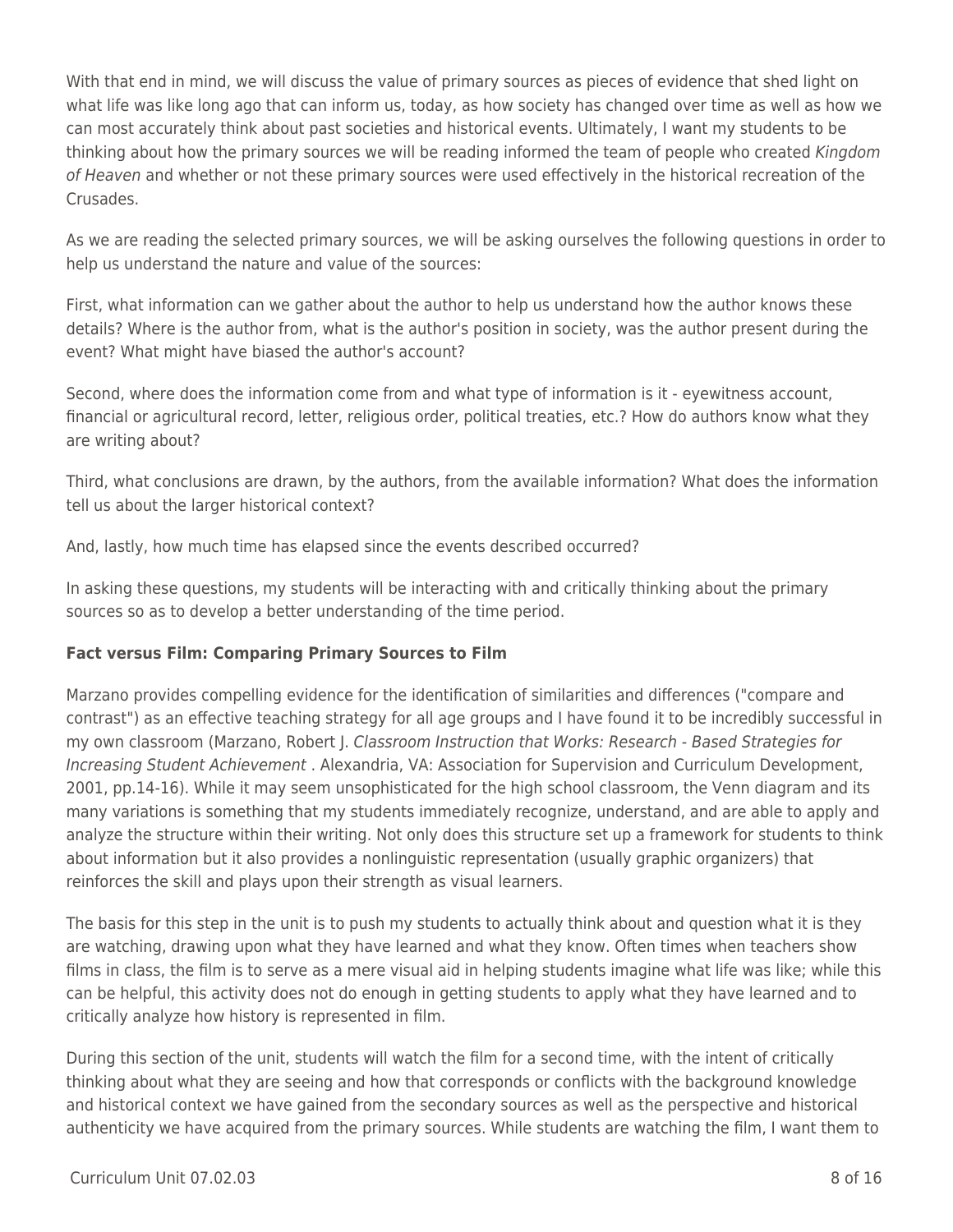With that end in mind, we will discuss the value of primary sources as pieces of evidence that shed light on what life was like long ago that can inform us, today, as how society has changed over time as well as how we can most accurately think about past societies and historical events. Ultimately, I want my students to be thinking about how the primary sources we will be reading informed the team of people who created *Kingdom of Heaven* and whether or not these primary sources were used effectively in the historical recreation of the Crusades.

As we are reading the selected primary sources, we will be asking ourselves the following questions in order to help us understand the nature and value of the sources:

First, what information can we gather about the author to help us understand how the author knows these details? Where is the author from, what is the author's position in society, was the author present during the event? What might have biased the author's account?

Second, where does the information come from and what type of information is it - eyewitness account, financial or agricultural record, letter, religious order, political treaties, etc.? How do authors know what they are writing about?

Third, what conclusions are drawn, by the authors, from the available information? What does the information tell us about the larger historical context?

And, lastly, how much time has elapsed since the events described occurred?

In asking these questions, my students will be interacting with and critically thinking about the primary sources so as to develop a better understanding of the time period.

**Fact versus Film: Comparing Primary Sources to Film**

Marzano provides compelling evidence for the identification of similarities and differences ("compare and contrast") as an effective teaching strategy for all age groups and I have found it to be incredibly successful in my own classroom (Marzano, Robert J. *Classroom Instruction that Works: Research - Based Strategies for Increasing Student Achievement* . Alexandria, VA: Association for Supervision and Curriculum Development, 2001, pp.14-16). While it may seem unsophisticated for the high school classroom, the Venn diagram and its many variations is something that my students immediately recognize, understand, and are able to apply and analyze the structure within their writing. Not only does this structure set up a framework for students to think about information but it also provides a nonlinguistic representation (usually graphic organizers) that reinforces the skill and plays upon their strength as visual learners.

The basis for this step in the unit is to push my students to actually think about and question what it is they are watching, drawing upon what they have learned and what they know. Often times when teachers show films in class, the film is to serve as a mere visual aid in helping students imagine what life was like; while this can be helpful, this activity does not do enough in getting students to apply what they have learned and to critically analyze how history is represented in film.

During this section of the unit, students will watch the film for a second time, with the intent of critically thinking about what they are seeing and how that corresponds or conflicts with the background knowledge and historical context we have gained from the secondary sources as well as the perspective and historical authenticity we have acquired from the primary sources. While students are watching the film, I want them to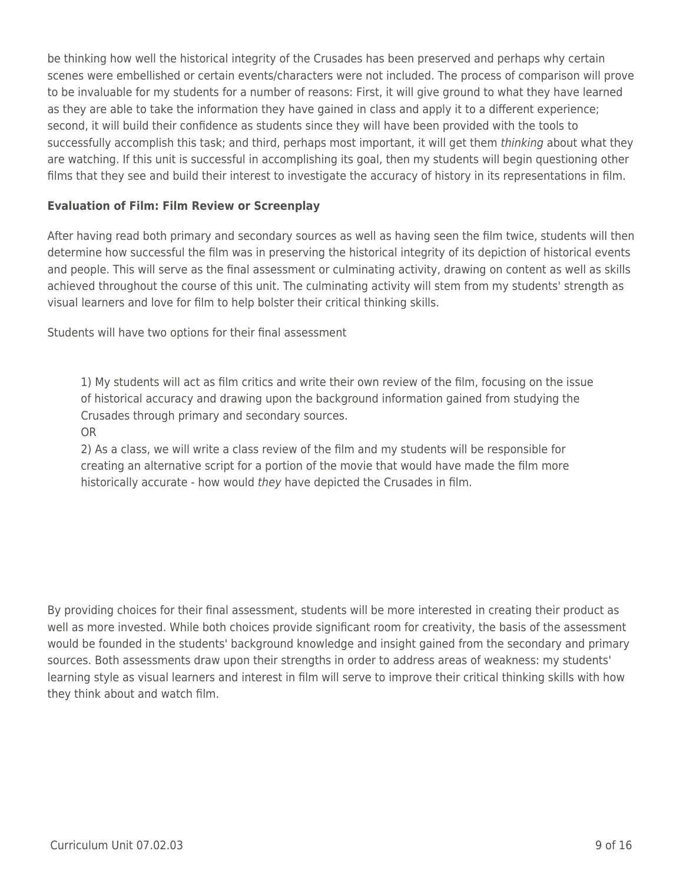be thinking how well the historical integrity of the Crusades has been preserved and perhaps why certain scenes were embellished or certain events/characters were not included. The process of comparison will prove to be invaluable for my students for a number of reasons: First, it will give ground to what they have learned as they are able to take the information they have gained in class and apply it to a different experience; second, it will build their confidence as students since they will have been provided with the tools to successfully accomplish this task; and third, perhaps most important, it will get them *thinking* about what they are watching. If this unit is successful in accomplishing its goal, then my students will begin questioning other films that they see and build their interest to investigate the accuracy of history in its representations in film.

**Evaluation of Film: Film Review or Screenplay**

After having read both primary and secondary sources as well as having seen the film twice, students will then determine how successful the film was in preserving the historical integrity of its depiction of historical events and people. This will serve as the final assessment or culminating activity, drawing on content as well as skills achieved throughout the course of this unit. The culminating activity will stem from my students' strength as visual learners and love for film to help bolster their critical thinking skills.

Students will have two options for their final assessment

> 1) My students will act as film critics and write their own review of the film, focusing on the issue of historical accuracy and drawing upon the background information gained from studying the Crusades through primary and secondary sources.
> OR
> 2) As a class, we will write a class review of the film and my students will be responsible for creating an alternative script for a portion of the movie that would have made the film more historically accurate - how would *they* have depicted the Crusades in film.

By providing choices for their final assessment, students will be more interested in creating their product as well as more invested. While both choices provide significant room for creativity, the basis of the assessment would be founded in the students' background knowledge and insight gained from the secondary and primary sources. Both assessments draw upon their strengths in order to address areas of weakness: my students' learning style as visual learners and interest in film will serve to improve their critical thinking skills with how they think about and watch film.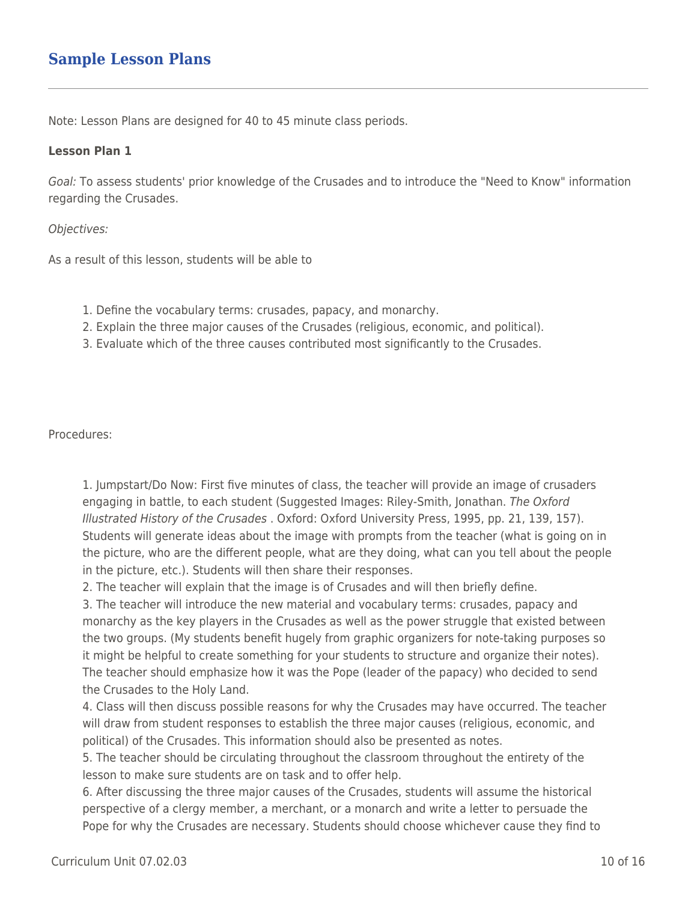## Sample Lesson Plans

Note: Lesson Plans are designed for 40 to 45 minute class periods.

**Lesson Plan 1**

*Goal:* To assess students' prior knowledge of the Crusades and to introduce the "Need to Know" information regarding the Crusades.

*Objectives:*

As a result of this lesson, students will be able to

1. Define the vocabulary terms: crusades, papacy, and monarchy.
2. Explain the three major causes of the Crusades (religious, economic, and political).
3. Evaluate which of the three causes contributed most significantly to the Crusades.

Procedures:

1. Jumpstart/Do Now: First five minutes of class, the teacher will provide an image of crusaders engaging in battle, to each student (Suggested Images: Riley-Smith, Jonathan. *The Oxford Illustrated History of the Crusades* . Oxford: Oxford University Press, 1995, pp. 21, 139, 157). Students will generate ideas about the image with prompts from the teacher (what is going on in the picture, who are the different people, what are they doing, what can you tell about the people in the picture, etc.). Students will then share their responses.
2. The teacher will explain that the image is of Crusades and will then briefly define.
3. The teacher will introduce the new material and vocabulary terms: crusades, papacy and monarchy as the key players in the Crusades as well as the power struggle that existed between the two groups. (My students benefit hugely from graphic organizers for note-taking purposes so it might be helpful to create something for your students to structure and organize their notes). The teacher should emphasize how it was the Pope (leader of the papacy) who decided to send the Crusades to the Holy Land.
4. Class will then discuss possible reasons for why the Crusades may have occurred. The teacher will draw from student responses to establish the three major causes (religious, economic, and political) of the Crusades. This information should also be presented as notes.
5. The teacher should be circulating throughout the classroom throughout the entirety of the lesson to make sure students are on task and to offer help.
6. After discussing the three major causes of the Crusades, students will assume the historical perspective of a clergy member, a merchant, or a monarch and write a letter to persuade the Pope for why the Crusades are necessary. Students should choose whichever cause they find to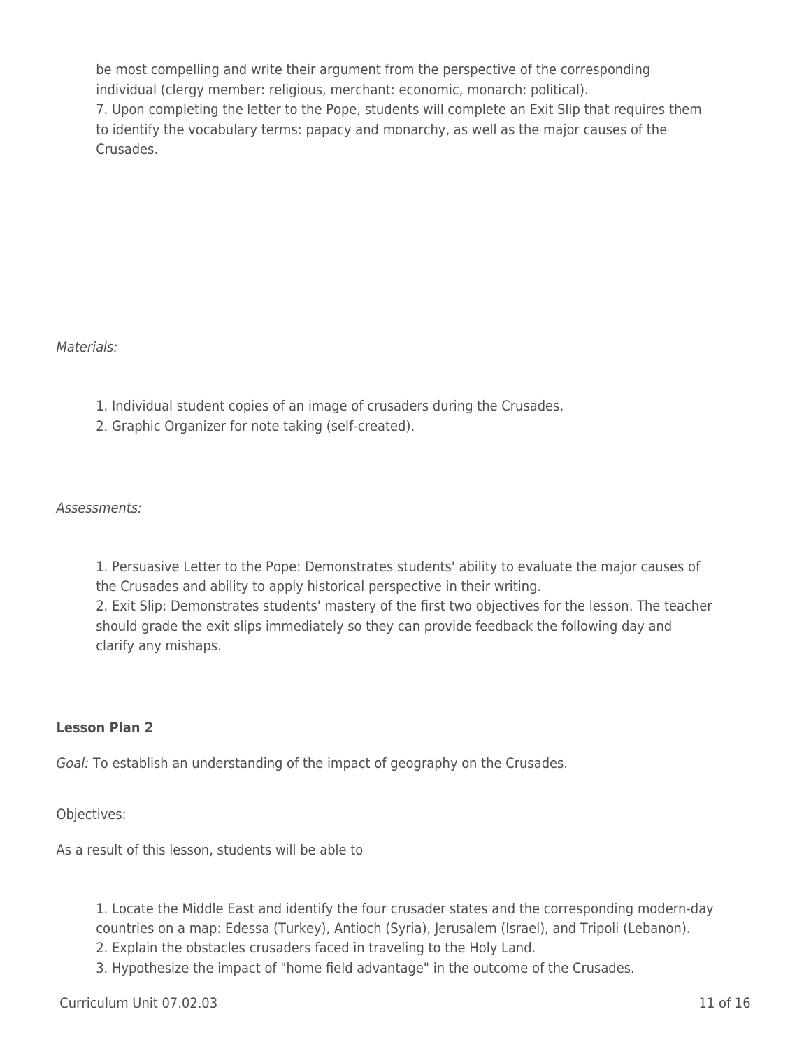be most compelling and write their argument from the perspective of the corresponding individual (clergy member: religious, merchant: economic, monarch: political).

7. Upon completing the letter to the Pope, students will complete an Exit Slip that requires them to identify the vocabulary terms: papacy and monarchy, as well as the major causes of the Crusades.

*Materials:*

1. Individual student copies of an image of crusaders during the Crusades.
2. Graphic Organizer for note taking (self-created).

*Assessments:*

1. Persuasive Letter to the Pope: Demonstrates students' ability to evaluate the major causes of the Crusades and ability to apply historical perspective in their writing.
2. Exit Slip: Demonstrates students' mastery of the first two objectives for the lesson. The teacher should grade the exit slips immediately so they can provide feedback the following day and clarify any mishaps.

**Lesson Plan 2**

*Goal:* To establish an understanding of the impact of geography on the Crusades.

Objectives:

As a result of this lesson, students will be able to

1. Locate the Middle East and identify the four crusader states and the corresponding modern-day countries on a map: Edessa (Turkey), Antioch (Syria), Jerusalem (Israel), and Tripoli (Lebanon).
2. Explain the obstacles crusaders faced in traveling to the Holy Land.
3. Hypothesize the impact of "home field advantage" in the outcome of the Crusades.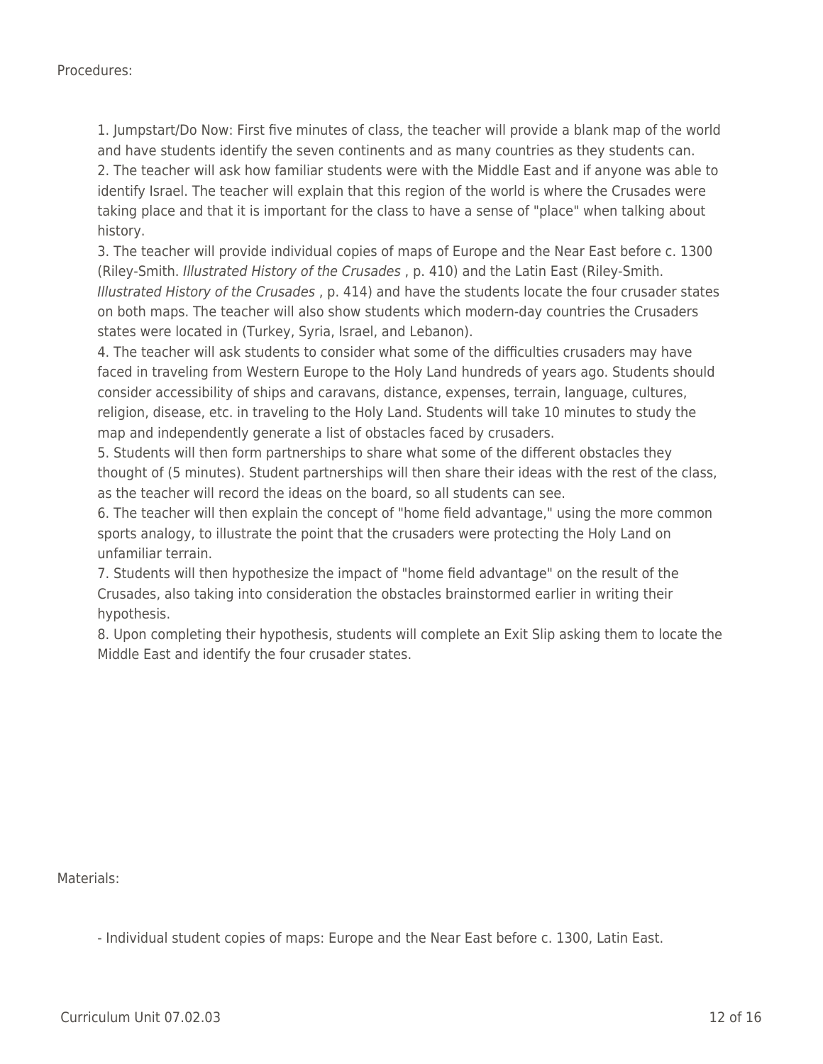Procedures:

1. Jumpstart/Do Now: First five minutes of class, the teacher will provide a blank map of the world and have students identify the seven continents and as many countries as they students can.
2. The teacher will ask how familiar students were with the Middle East and if anyone was able to identify Israel. The teacher will explain that this region of the world is where the Crusades were taking place and that it is important for the class to have a sense of "place" when talking about history.
3. The teacher will provide individual copies of maps of Europe and the Near East before c. 1300 (Riley-Smith. *Illustrated History of the Crusades* , p. 410) and the Latin East (Riley-Smith. *Illustrated History of the Crusades* , p. 414) and have the students locate the four crusader states on both maps. The teacher will also show students which modern-day countries the Crusaders states were located in (Turkey, Syria, Israel, and Lebanon).
4. The teacher will ask students to consider what some of the difficulties crusaders may have faced in traveling from Western Europe to the Holy Land hundreds of years ago. Students should consider accessibility of ships and caravans, distance, expenses, terrain, language, cultures, religion, disease, etc. in traveling to the Holy Land. Students will take 10 minutes to study the map and independently generate a list of obstacles faced by crusaders.
5. Students will then form partnerships to share what some of the different obstacles they thought of (5 minutes). Student partnerships will then share their ideas with the rest of the class, as the teacher will record the ideas on the board, so all students can see.
6. The teacher will then explain the concept of "home field advantage," using the more common sports analogy, to illustrate the point that the crusaders were protecting the Holy Land on unfamiliar terrain.
7. Students will then hypothesize the impact of "home field advantage" on the result of the Crusades, also taking into consideration the obstacles brainstormed earlier in writing their hypothesis.
8. Upon completing their hypothesis, students will complete an Exit Slip asking them to locate the Middle East and identify the four crusader states.

Materials:

- Individual student copies of maps: Europe and the Near East before c. 1300, Latin East.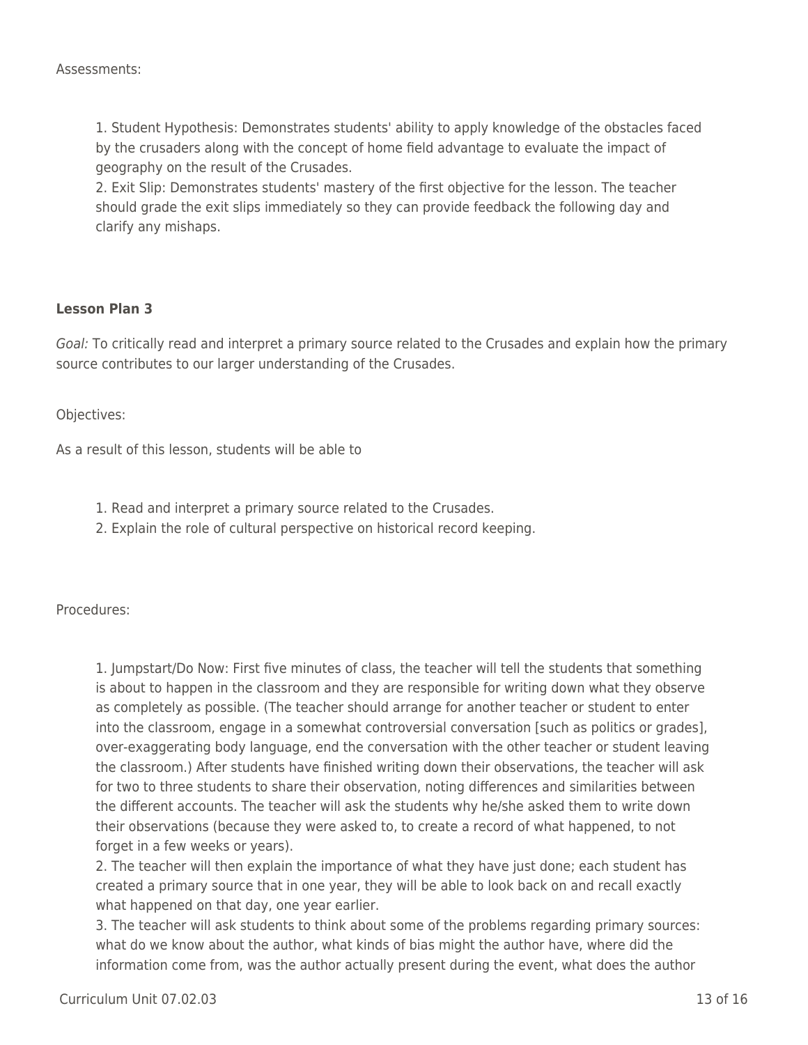Assessments:

1. Student Hypothesis: Demonstrates students' ability to apply knowledge of the obstacles faced by the crusaders along with the concept of home field advantage to evaluate the impact of geography on the result of the Crusades.
2. Exit Slip: Demonstrates students' mastery of the first objective for the lesson. The teacher should grade the exit slips immediately so they can provide feedback the following day and clarify any mishaps.

**Lesson Plan 3**

*Goal:* To critically read and interpret a primary source related to the Crusades and explain how the primary source contributes to our larger understanding of the Crusades.

Objectives:

As a result of this lesson, students will be able to

1. Read and interpret a primary source related to the Crusades.
2. Explain the role of cultural perspective on historical record keeping.

Procedures:

1. Jumpstart/Do Now: First five minutes of class, the teacher will tell the students that something is about to happen in the classroom and they are responsible for writing down what they observe as completely as possible. (The teacher should arrange for another teacher or student to enter into the classroom, engage in a somewhat controversial conversation [such as politics or grades], over-exaggerating body language, end the conversation with the other teacher or student leaving the classroom.) After students have finished writing down their observations, the teacher will ask for two to three students to share their observation, noting differences and similarities between the different accounts. The teacher will ask the students why he/she asked them to write down their observations (because they were asked to, to create a record of what happened, to not forget in a few weeks or years).
2. The teacher will then explain the importance of what they have just done; each student has created a primary source that in one year, they will be able to look back on and recall exactly what happened on that day, one year earlier.
3. The teacher will ask students to think about some of the problems regarding primary sources: what do we know about the author, what kinds of bias might the author have, where did the information come from, was the author actually present during the event, what does the author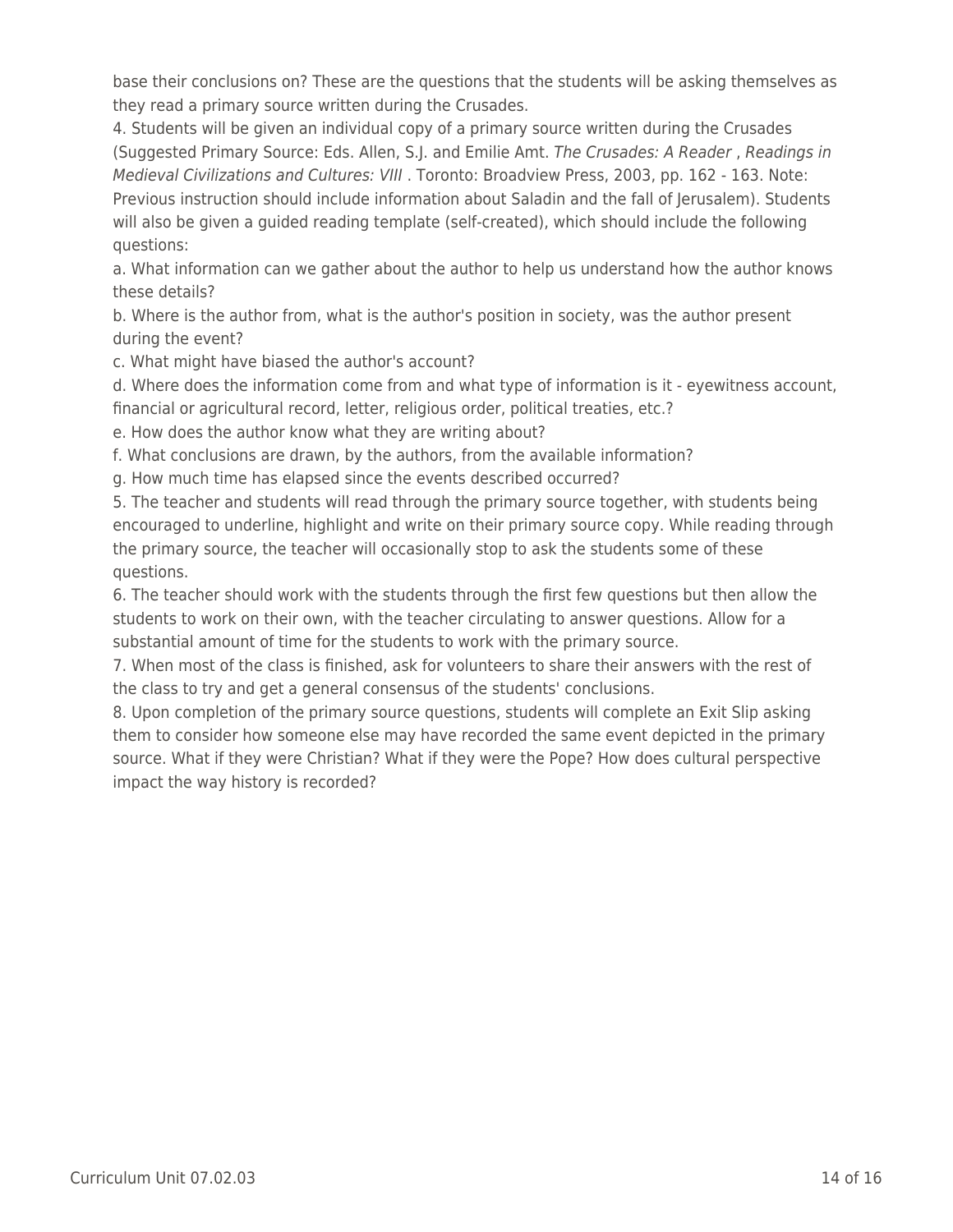base their conclusions on? These are the questions that the students will be asking themselves as they read a primary source written during the Crusades.

4. Students will be given an individual copy of a primary source written during the Crusades (Suggested Primary Source: Eds. Allen, S.J. and Emilie Amt. *The Crusades: A Reader* , *Readings in Medieval Civilizations and Cultures: VIII* . Toronto: Broadview Press, 2003, pp. 162 - 163. Note: Previous instruction should include information about Saladin and the fall of Jerusalem). Students will also be given a guided reading template (self-created), which should include the following questions:

a. What information can we gather about the author to help us understand how the author knows these details?

b. Where is the author from, what is the author's position in society, was the author present during the event?

c. What might have biased the author's account?

d. Where does the information come from and what type of information is it - eyewitness account, financial or agricultural record, letter, religious order, political treaties, etc.?

e. How does the author know what they are writing about?

f. What conclusions are drawn, by the authors, from the available information?

g. How much time has elapsed since the events described occurred?

5. The teacher and students will read through the primary source together, with students being encouraged to underline, highlight and write on their primary source copy. While reading through the primary source, the teacher will occasionally stop to ask the students some of these questions.

6. The teacher should work with the students through the first few questions but then allow the students to work on their own, with the teacher circulating to answer questions. Allow for a substantial amount of time for the students to work with the primary source.

7. When most of the class is finished, ask for volunteers to share their answers with the rest of the class to try and get a general consensus of the students' conclusions.

8. Upon completion of the primary source questions, students will complete an Exit Slip asking them to consider how someone else may have recorded the same event depicted in the primary source. What if they were Christian? What if they were the Pope? How does cultural perspective impact the way history is recorded?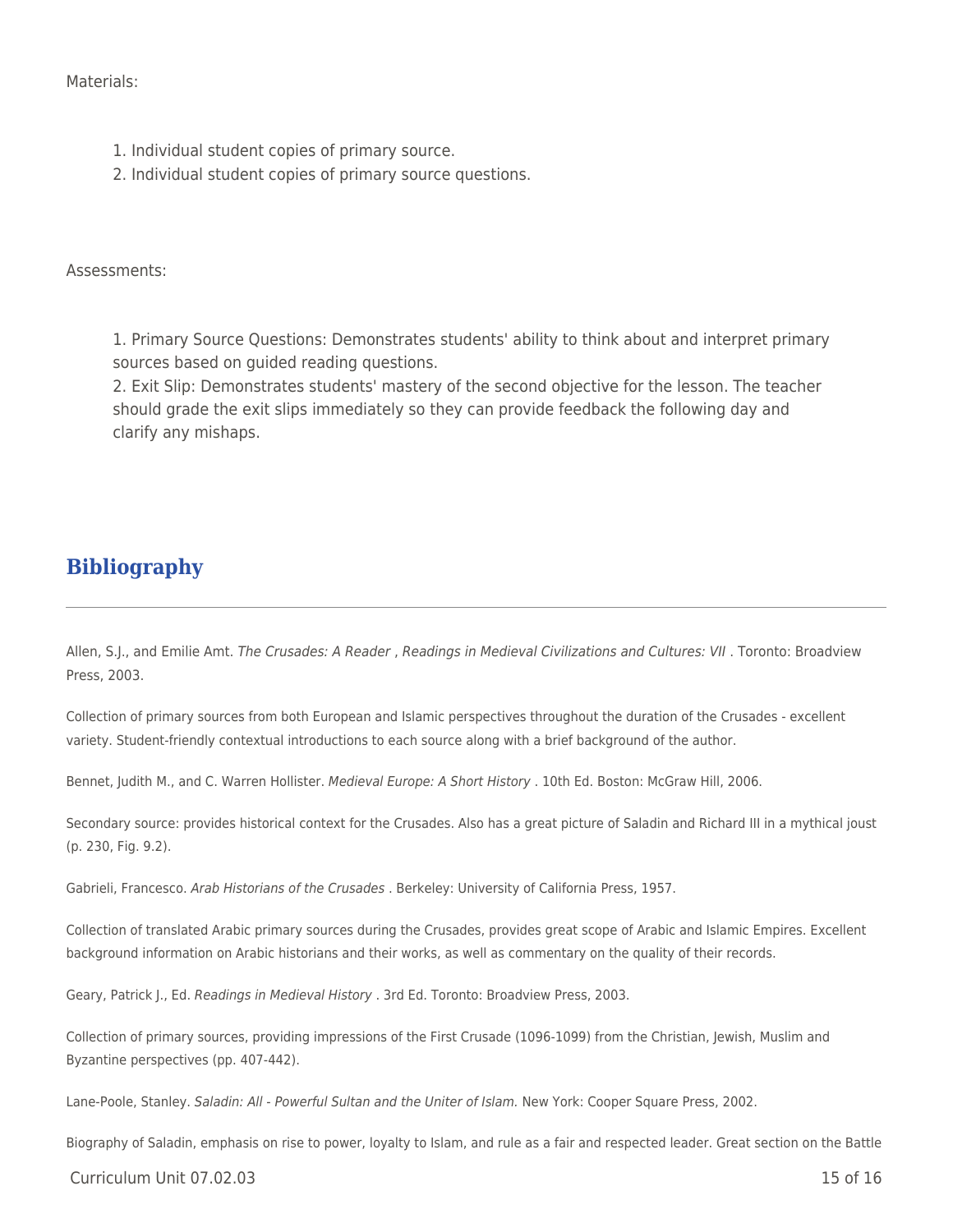Materials:

1. Individual student copies of primary source.
2. Individual student copies of primary source questions.

Assessments:

1. Primary Source Questions: Demonstrates students' ability to think about and interpret primary sources based on guided reading questions.
2. Exit Slip: Demonstrates students' mastery of the second objective for the lesson. The teacher should grade the exit slips immediately so they can provide feedback the following day and clarify any mishaps.

## Bibliography

Allen, S.J., and Emilie Amt. *The Crusades: A Reader* , *Readings in Medieval Civilizations and Cultures: VII* . Toronto: Broadview Press, 2003.

Collection of primary sources from both European and Islamic perspectives throughout the duration of the Crusades - excellent variety. Student-friendly contextual introductions to each source along with a brief background of the author.

Bennet, Judith M., and C. Warren Hollister. *Medieval Europe: A Short History* . 10th Ed. Boston: McGraw Hill, 2006.

Secondary source: provides historical context for the Crusades. Also has a great picture of Saladin and Richard III in a mythical joust (p. 230, Fig. 9.2).

Gabrieli, Francesco. *Arab Historians of the Crusades* . Berkeley: University of California Press, 1957.

Collection of translated Arabic primary sources during the Crusades, provides great scope of Arabic and Islamic Empires. Excellent background information on Arabic historians and their works, as well as commentary on the quality of their records.

Geary, Patrick J., Ed. *Readings in Medieval History* . 3rd Ed. Toronto: Broadview Press, 2003.

Collection of primary sources, providing impressions of the First Crusade (1096-1099) from the Christian, Jewish, Muslim and Byzantine perspectives (pp. 407-442).

Lane-Poole, Stanley. *Saladin: All - Powerful Sultan and the Uniter of Islam.* New York: Cooper Square Press, 2002.

Biography of Saladin, emphasis on rise to power, loyalty to Islam, and rule as a fair and respected leader. Great section on the Battle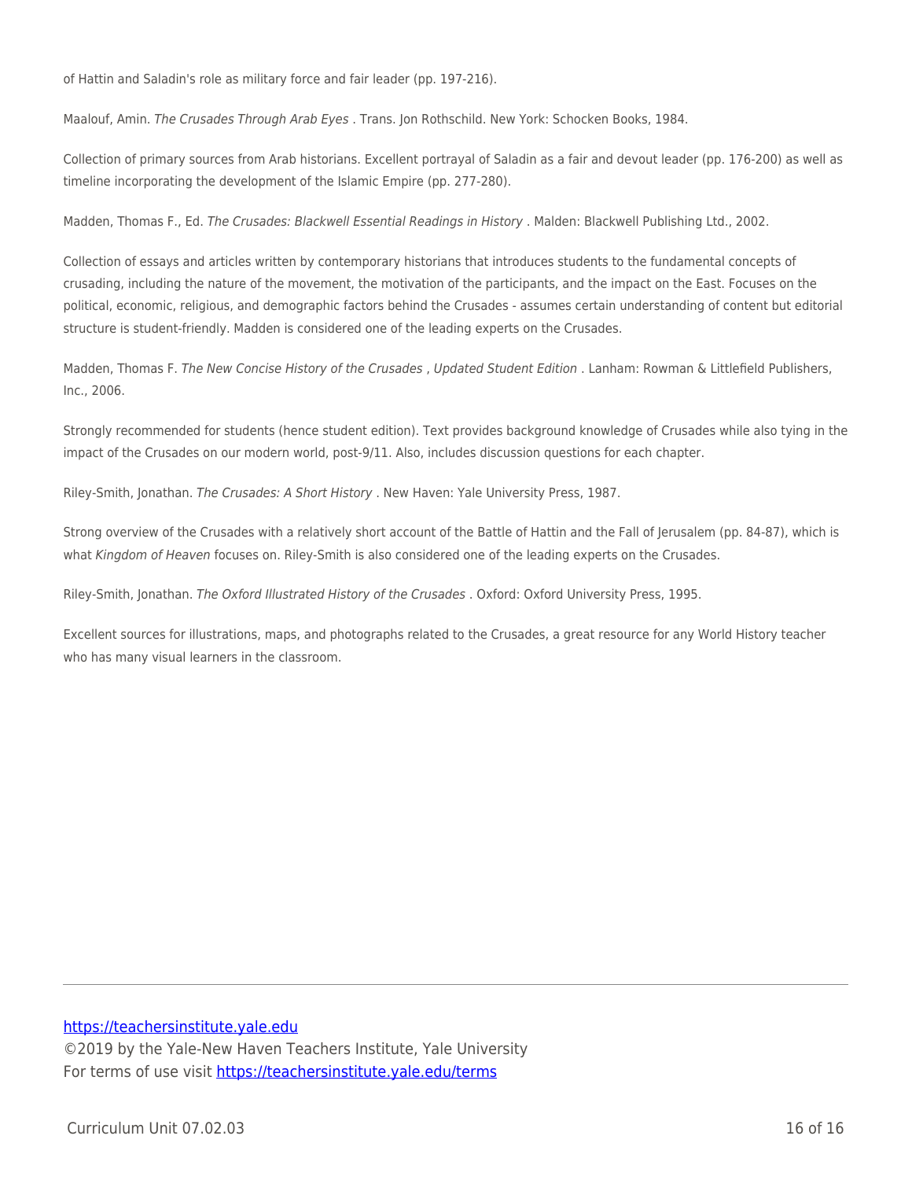of Hattin and Saladin's role as military force and fair leader (pp. 197-216).

Maalouf, Amin. *The Crusades Through Arab Eyes* . Trans. Jon Rothschild. New York: Schocken Books, 1984.

Collection of primary sources from Arab historians. Excellent portrayal of Saladin as a fair and devout leader (pp. 176-200) as well as timeline incorporating the development of the Islamic Empire (pp. 277-280).

Madden, Thomas F., Ed. *The Crusades: Blackwell Essential Readings in History* . Malden: Blackwell Publishing Ltd., 2002.

Collection of essays and articles written by contemporary historians that introduces students to the fundamental concepts of crusading, including the nature of the movement, the motivation of the participants, and the impact on the East. Focuses on the political, economic, religious, and demographic factors behind the Crusades - assumes certain understanding of content but editorial structure is student-friendly. Madden is considered one of the leading experts on the Crusades.

Madden, Thomas F. *The New Concise History of the Crusades* , *Updated Student Edition* . Lanham: Rowman & Littlefield Publishers, Inc., 2006.

Strongly recommended for students (hence student edition). Text provides background knowledge of Crusades while also tying in the impact of the Crusades on our modern world, post-9/11. Also, includes discussion questions for each chapter.

Riley-Smith, Jonathan. *The Crusades: A Short History* . New Haven: Yale University Press, 1987.

Strong overview of the Crusades with a relatively short account of the Battle of Hattin and the Fall of Jerusalem (pp. 84-87), which is what *Kingdom of Heaven* focuses on. Riley-Smith is also considered one of the leading experts on the Crusades.

Riley-Smith, Jonathan. *The Oxford Illustrated History of the Crusades* . Oxford: Oxford University Press, 1995.

Excellent sources for illustrations, maps, and photographs related to the Crusades, a great resource for any World History teacher who has many visual learners in the classroom.

---

https://teachersinstitute.yale.edu
©2019 by the Yale-New Haven Teachers Institute, Yale University
For terms of use visit https://teachersinstitute.yale.edu/terms